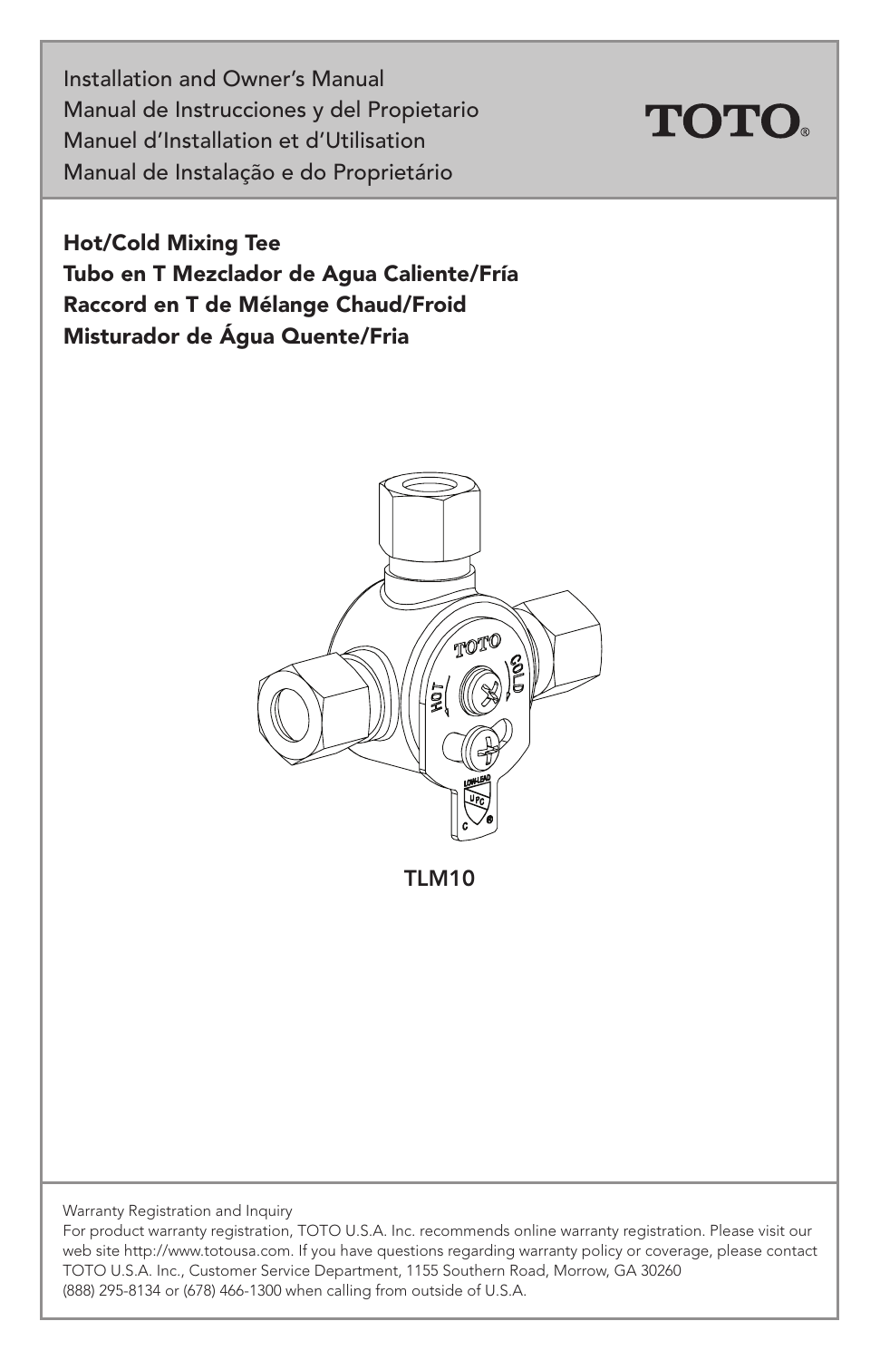Installation and Owner's Manual
Manual de Instrucciones y del Propietario
Manuel d'Installation et d'Utilisation
Manual de Instalação e do Proprietário

TOTO

**Hot/Cold Mixing Tee**
**Tubo en T Mezclador de Agua Caliente/Fría**
**Raccord en T de Mélange Chaud/Froid**
**Misturador de Água Quente/Fria**

TLM10

Warranty Registration and Inquiry
For product warranty registration, TOTO U.S.A. Inc. recommends online warranty registration. Please visit our web site http://www.totousa.com. If you have questions regarding warranty policy or coverage, please contact TOTO U.S.A. Inc., Customer Service Department, 1155 Southern Road, Morrow, GA 30260
(888) 295-8134 or (678) 466-1300 when calling from outside of U.S.A.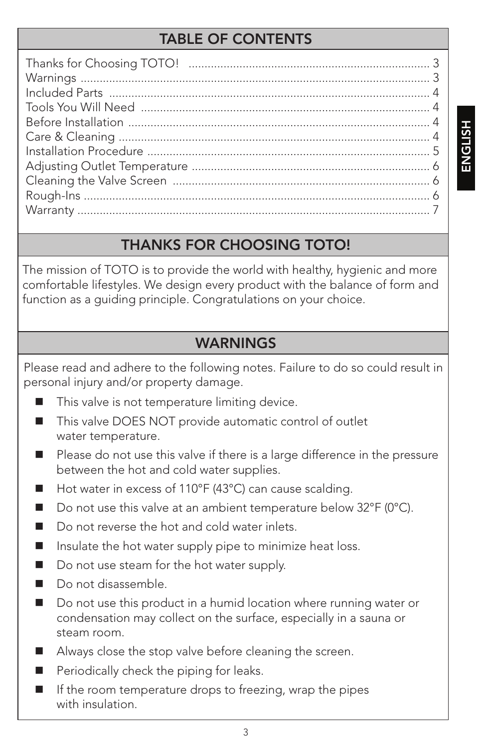## TABLE OF CONTENTS

| | |
|---|---|
| Thanks for Choosing TOTO! | 3 |
| Warnings | 3 |
| Included Parts | 4 |
| Tools You Will Need | 4 |
| Before Installation | 4 |
| Care & Cleaning | 4 |
| Installation Procedure | 5 |
| Adjusting Outlet Temperature | 6 |
| Cleaning the Valve Screen | 6 |
| Rough-Ins | 6 |
| Warranty | 7 |

## THANKS FOR CHOOSING TOTO!

The mission of TOTO is to provide the world with healthy, hygienic and more comfortable lifestyles. We design every product with the balance of form and function as a guiding principle. Congratulations on your choice.

## WARNINGS

Please read and adhere to the following notes. Failure to do so could result in personal injury and/or property damage.

- This valve is not temperature limiting device.
- This valve DOES NOT provide automatic control of outlet water temperature.
- Please do not use this valve if there is a large difference in the pressure between the hot and cold water supplies.
- Hot water in excess of 110°F (43°C) can cause scalding.
- Do not use this valve at an ambient temperature below 32°F (0°C).
- Do not reverse the hot and cold water inlets.
- Insulate the hot water supply pipe to minimize heat loss.
- Do not use steam for the hot water supply.
- Do not disassemble.
- Do not use this product in a humid location where running water or condensation may collect on the surface, especially in a sauna or steam room.
- Always close the stop valve before cleaning the screen.
- Periodically check the piping for leaks.
- If the room temperature drops to freezing, wrap the pipes with insulation.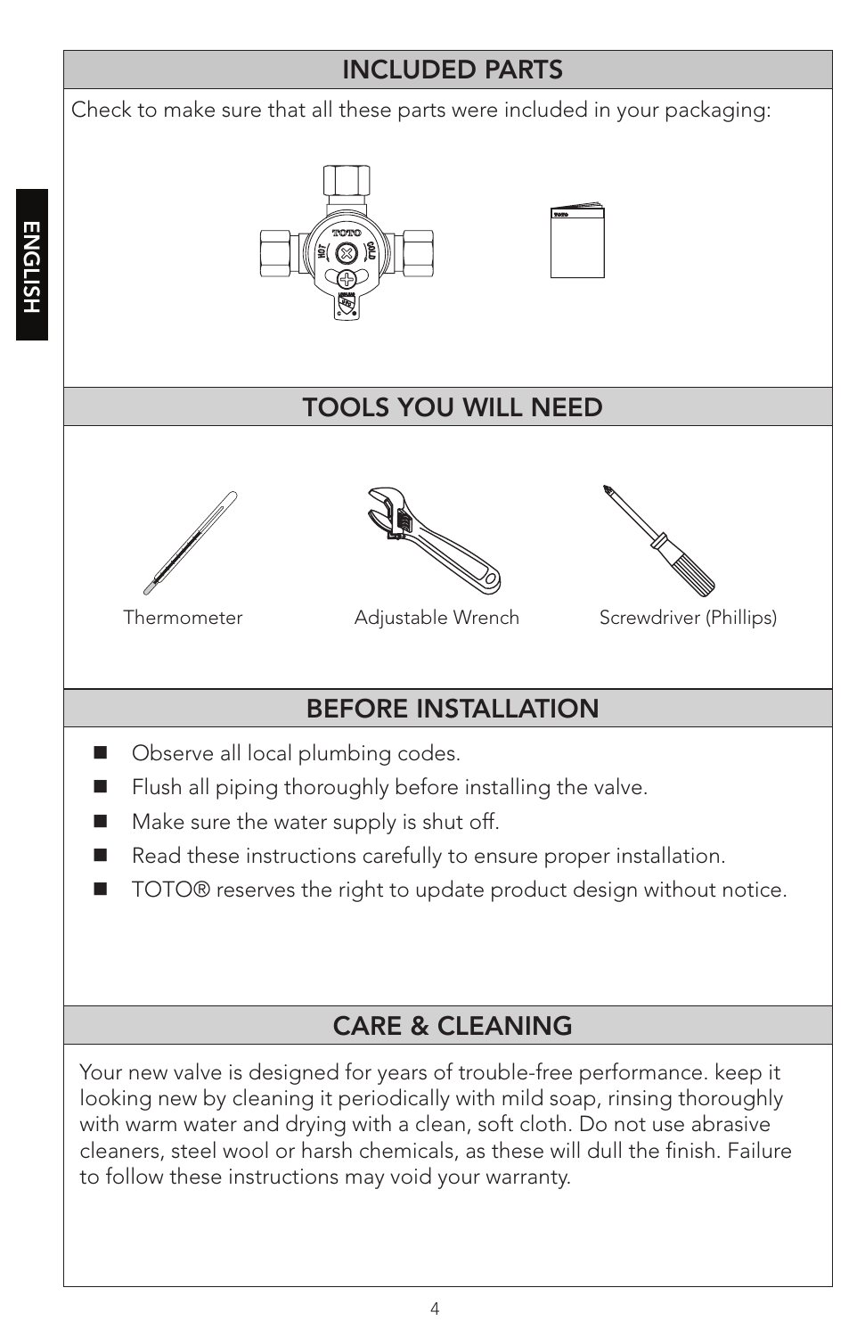## INCLUDED PARTS

Check to make sure that all these parts were included in your packaging:

## TOOLS YOU WILL NEED

Thermometer

Adjustable Wrench

Screwdriver (Phillips)

## BEFORE INSTALLATION

- Observe all local plumbing codes.
- Flush all piping thoroughly before installing the valve.
- Make sure the water supply is shut off.
- Read these instructions carefully to ensure proper installation.
- TOTO® reserves the right to update product design without notice.

## CARE & CLEANING

Your new valve is designed for years of trouble-free performance. keep it looking new by cleaning it periodically with mild soap, rinsing thoroughly with warm water and drying with a clean, soft cloth. Do not use abrasive cleaners, steel wool or harsh chemicals, as these will dull the finish. Failure to follow these instructions may void your warranty.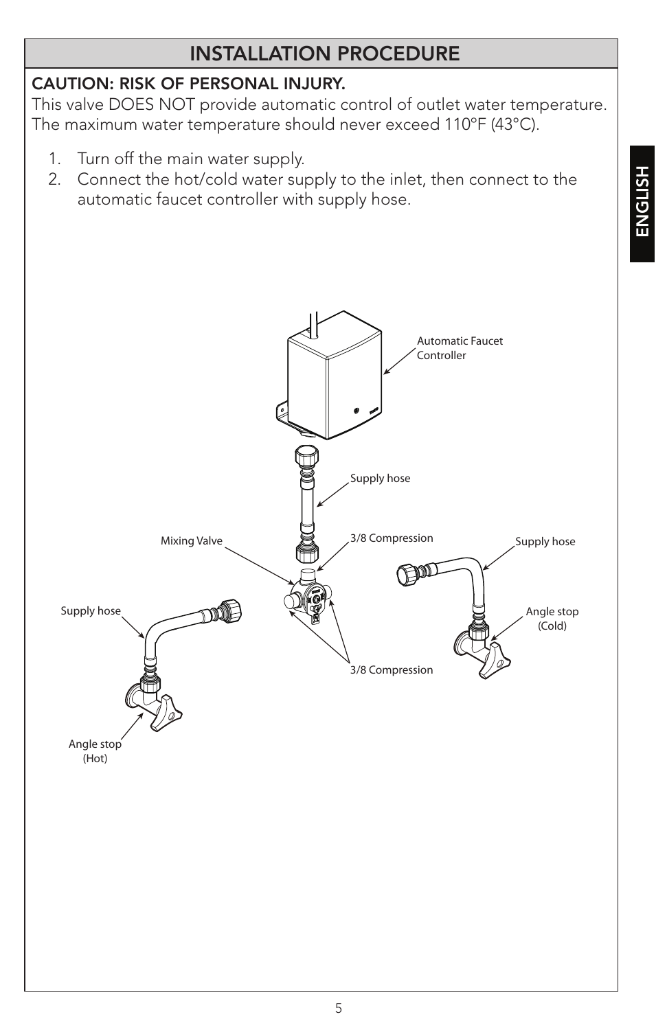# INSTALLATION PROCEDURE

**CAUTION: RISK OF PERSONAL INJURY.**

This valve DOES NOT provide automatic control of outlet water temperature. The maximum water temperature should never exceed 110°F (43°C).

1. Turn off the main water supply.
2. Connect the hot/cold water supply to the inlet, then connect to the automatic faucet controller with supply hose.

Automatic Faucet Controller

Supply hose

Mixing Valve

3/8 Compression

Supply hose

Supply hose

Angle stop (Cold)

3/8 Compression

Angle stop (Hot)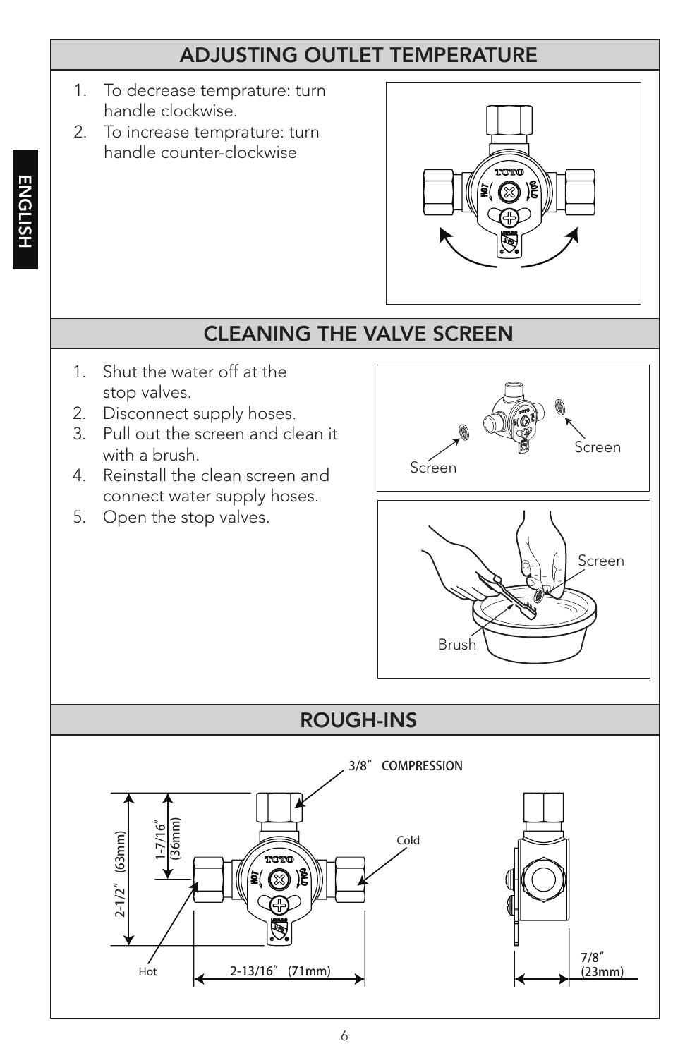## ADJUSTING OUTLET TEMPERATURE

1. To decrease temprature: turn handle clockwise.
2. To increase temprature: turn handle counter-clockwise

## CLEANING THE VALVE SCREEN

1. Shut the water off at the stop valves.
2. Disconnect supply hoses.
3. Pull out the screen and clean it with a brush.
4. Reinstall the clean screen and connect water supply hoses.
5. Open the stop valves.

Screen

Screen

Screen

Brush

## ROUGH-INS

3/8″ COMPRESSION

Cold

Hot

2-1/2″ (63mm)

1-7/16″ (36mm)

2-13/16″ (71mm)

7/8″ (23mm)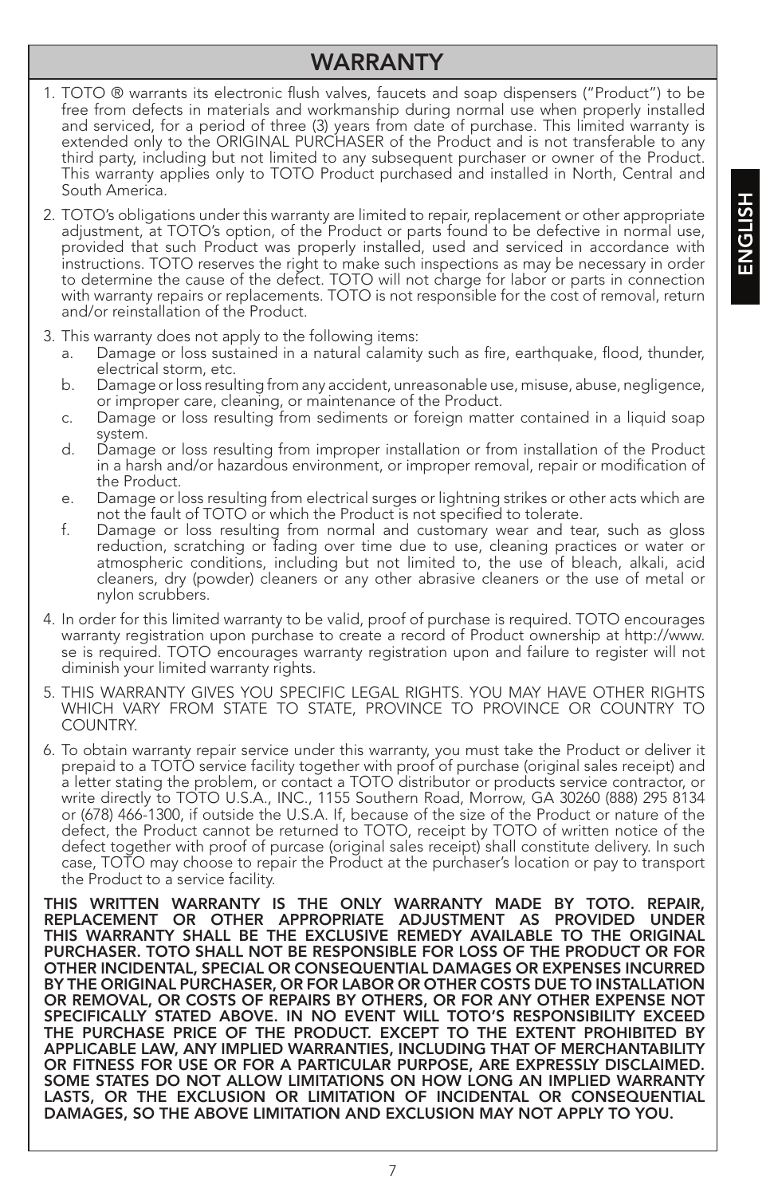# WARRANTY

1. TOTO ® warrants its electronic flush valves, faucets and soap dispensers ("Product") to be free from defects in materials and workmanship during normal use when properly installed and serviced, for a period of three (3) years from date of purchase. This limited warranty is extended only to the ORIGINAL PURCHASER of the Product and is not transferable to any third party, including but not limited to any subsequent purchaser or owner of the Product. This warranty applies only to TOTO Product purchased and installed in North, Central and South America.

2. TOTO's obligations under this warranty are limited to repair, replacement or other appropriate adjustment, at TOTO's option, of the Product or parts found to be defective in normal use, provided that such Product was properly installed, used and serviced in accordance with instructions. TOTO reserves the right to make such inspections as may be necessary in order to determine the cause of the defect. TOTO will not charge for labor or parts in connection with warranty repairs or replacements. TOTO is not responsible for the cost of removal, return and/or reinstallation of the Product.

3. This warranty does not apply to the following items:
   a. Damage or loss sustained in a natural calamity such as fire, earthquake, flood, thunder, electrical storm, etc.
   b. Damage or loss resulting from any accident, unreasonable use, misuse, abuse, negligence, or improper care, cleaning, or maintenance of the Product.
   c. Damage or loss resulting from sediments or foreign matter contained in a liquid soap system.
   d. Damage or loss resulting from improper installation or from installation of the Product in a harsh and/or hazardous environment, or improper removal, repair or modification of the Product.
   e. Damage or loss resulting from electrical surges or lightning strikes or other acts which are not the fault of TOTO or which the Product is not specified to tolerate.
   f. Damage or loss resulting from normal and customary wear and tear, such as gloss reduction, scratching or fading over time due to use, cleaning practices or water or atmospheric conditions, including but not limited to, the use of bleach, alkali, acid cleaners, dry (powder) cleaners or any other abrasive cleaners or the use of metal or nylon scrubbers.

4. In order for this limited warranty to be valid, proof of purchase is required. TOTO encourages warranty registration upon purchase to create a record of Product ownership at http://www. se is required. TOTO encourages warranty registration upon and failure to register will not diminish your limited warranty rights.

5. THIS WARRANTY GIVES YOU SPECIFIC LEGAL RIGHTS. YOU MAY HAVE OTHER RIGHTS WHICH VARY FROM STATE TO STATE, PROVINCE TO PROVINCE OR COUNTRY TO COUNTRY.

6. To obtain warranty repair service under this warranty, you must take the Product or deliver it prepaid to a TOTO service facility together with proof of purchase (original sales receipt) and a letter stating the problem, or contact a TOTO distributor or products service contractor, or write directly to TOTO U.S.A., INC., 1155 Southern Road, Morrow, GA 30260 (888) 295 8134 or (678) 466-1300, if outside the U.S.A. If, because of the size of the Product or nature of the defect, the Product cannot be returned to TOTO, receipt by TOTO of written notice of the defect together with proof of purcase (original sales receipt) shall constitute delivery. In such case, TOTO may choose to repair the Product at the purchaser's location or pay to transport the Product to a service facility.

**THIS WRITTEN WARRANTY IS THE ONLY WARRANTY MADE BY TOTO. REPAIR, REPLACEMENT OR OTHER APPROPRIATE ADJUSTMENT AS PROVIDED UNDER THIS WARRANTY SHALL BE THE EXCLUSIVE REMEDY AVAILABLE TO THE ORIGINAL PURCHASER. TOTO SHALL NOT BE RESPONSIBLE FOR LOSS OF THE PRODUCT OR FOR OTHER INCIDENTAL, SPECIAL OR CONSEQUENTIAL DAMAGES OR EXPENSES INCURRED BY THE ORIGINAL PURCHASER, OR FOR LABOR OR OTHER COSTS DUE TO INSTALLATION OR REMOVAL, OR COSTS OF REPAIRS BY OTHERS, OR FOR ANY OTHER EXPENSE NOT SPECIFICALLY STATED ABOVE. IN NO EVENT WILL TOTO'S RESPONSIBILITY EXCEED THE PURCHASE PRICE OF THE PRODUCT. EXCEPT TO THE EXTENT PROHIBITED BY APPLICABLE LAW, ANY IMPLIED WARRANTIES, INCLUDING THAT OF MERCHANTABILITY OR FITNESS FOR USE OR FOR A PARTICULAR PURPOSE, ARE EXPRESSLY DISCLAIMED. SOME STATES DO NOT ALLOW LIMITATIONS ON HOW LONG AN IMPLIED WARRANTY LASTS, OR THE EXCLUSION OR LIMITATION OF INCIDENTAL OR CONSEQUENTIAL DAMAGES, SO THE ABOVE LIMITATION AND EXCLUSION MAY NOT APPLY TO YOU.**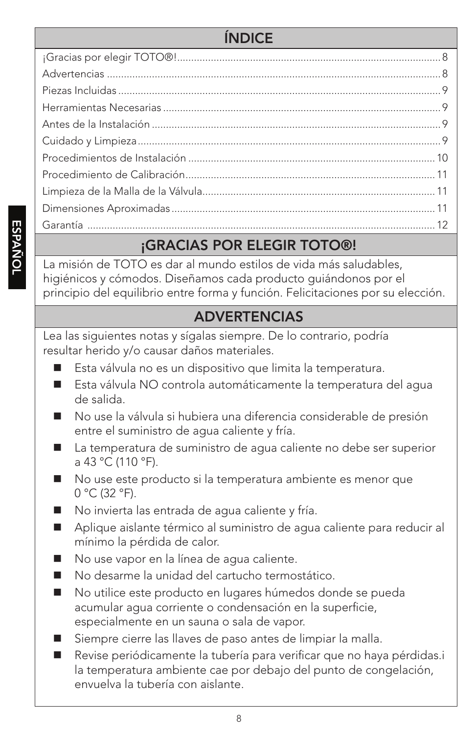## ÍNDICE

¡Gracias por elegir TOTO®! ........................................................ 8
Advertencias ........................................................ 8
Piezas Incluidas ........................................................ 9
Herramientas Necesarias ........................................................ 9
Antes de la Instalación ........................................................ 9
Cuidado y Limpieza ........................................................ 9
Procedimientos de Instalación ........................................................ 10
Procedimiento de Calibración ........................................................ 11
Limpieza de la Malla de la Válvula ........................................................ 11
Dimensiones Aproximadas ........................................................ 11
Garantía ........................................................ 12

## ¡GRACIAS POR ELEGIR TOTO®!

La misión de TOTO es dar al mundo estilos de vida más saludables, higiénicos y cómodos. Diseñamos cada producto guiándonos por el principio del equilibrio entre forma y función. Felicitaciones por su elección.

## ADVERTENCIAS

Lea las siguientes notas y sígalas siempre. De lo contrario, podría resultar herido y/o causar daños materiales.

- Esta válvula no es un dispositivo que limita la temperatura.
- Esta válvula NO controla automáticamente la temperatura del agua de salida.
- No use la válvula si hubiera una diferencia considerable de presión entre el suministro de agua caliente y fría.
- La temperatura de suministro de agua caliente no debe ser superior a 43 °C (110 °F).
- No use este producto si la temperatura ambiente es menor que 0 °C (32 °F).
- No invierta las entrada de agua caliente y fría.
- Aplique aislante térmico al suministro de agua caliente para reducir al mínimo la pérdida de calor.
- No use vapor en la línea de agua caliente.
- No desarme la unidad del cartucho termostático.
- No utilice este producto en lugares húmedos donde se pueda acumular agua corriente o condensación en la superficie, especialmente en un sauna o sala de vapor.
- Siempre cierre las llaves de paso antes de limpiar la malla.
- Revise periódicamente la tubería para verificar que no haya pérdidas.i la temperatura ambiente cae por debajo del punto de congelación, envuelva la tubería con aislante.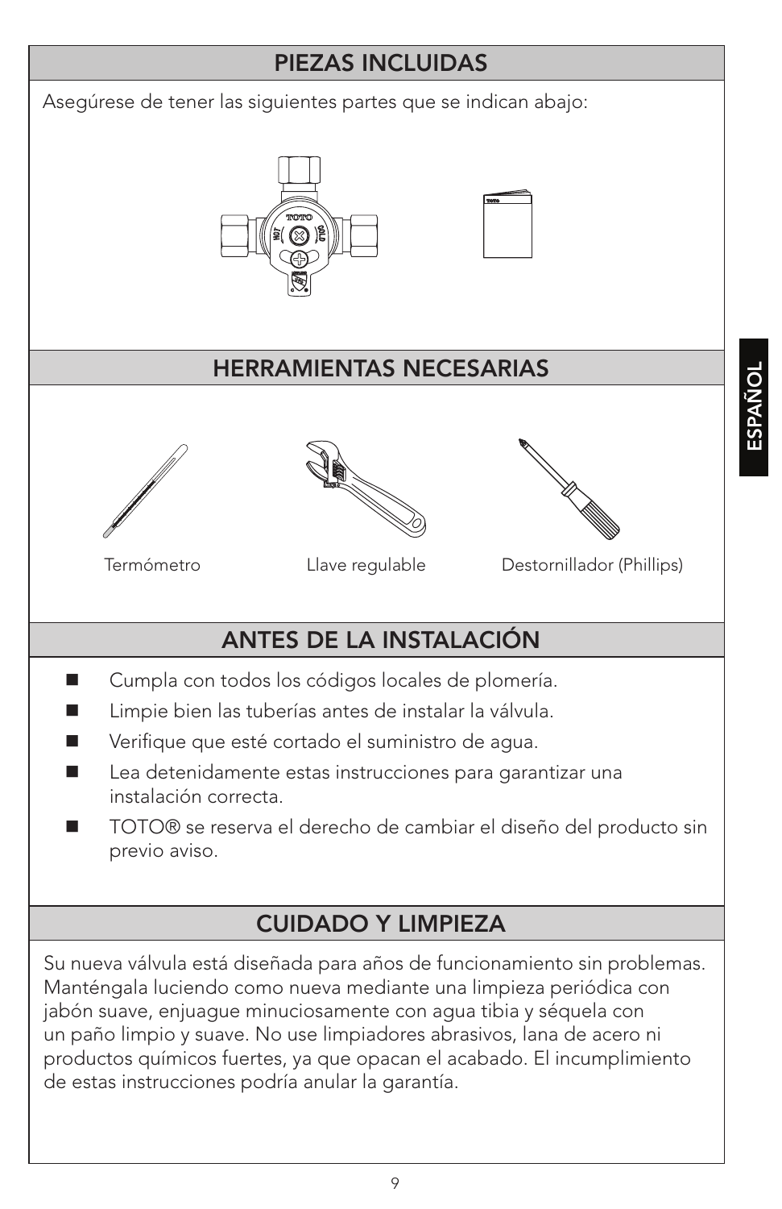## PIEZAS INCLUIDAS

Asegúrese de tener las siguientes partes que se indican abajo:

## HERRAMIENTAS NECESARIAS

Termómetro

Llave regulable

Destornillador (Phillips)

## ANTES DE LA INSTALACIÓN

- Cumpla con todos los códigos locales de plomería.
- Limpie bien las tuberías antes de instalar la válvula.
- Verifique que esté cortado el suministro de agua.
- Lea detenidamente estas instrucciones para garantizar una instalación correcta.
- TOTO® se reserva el derecho de cambiar el diseño del producto sin previo aviso.

## CUIDADO Y LIMPIEZA

Su nueva válvula está diseñada para años de funcionamiento sin problemas. Manténgala luciendo como nueva mediante una limpieza periódica con jabón suave, enjuague minuciosamente con agua tibia y séquela con un paño limpio y suave. No use limpiadores abrasivos, lana de acero ni productos químicos fuertes, ya que opacan el acabado. El incumplimiento de estas instrucciones podría anular la garantía.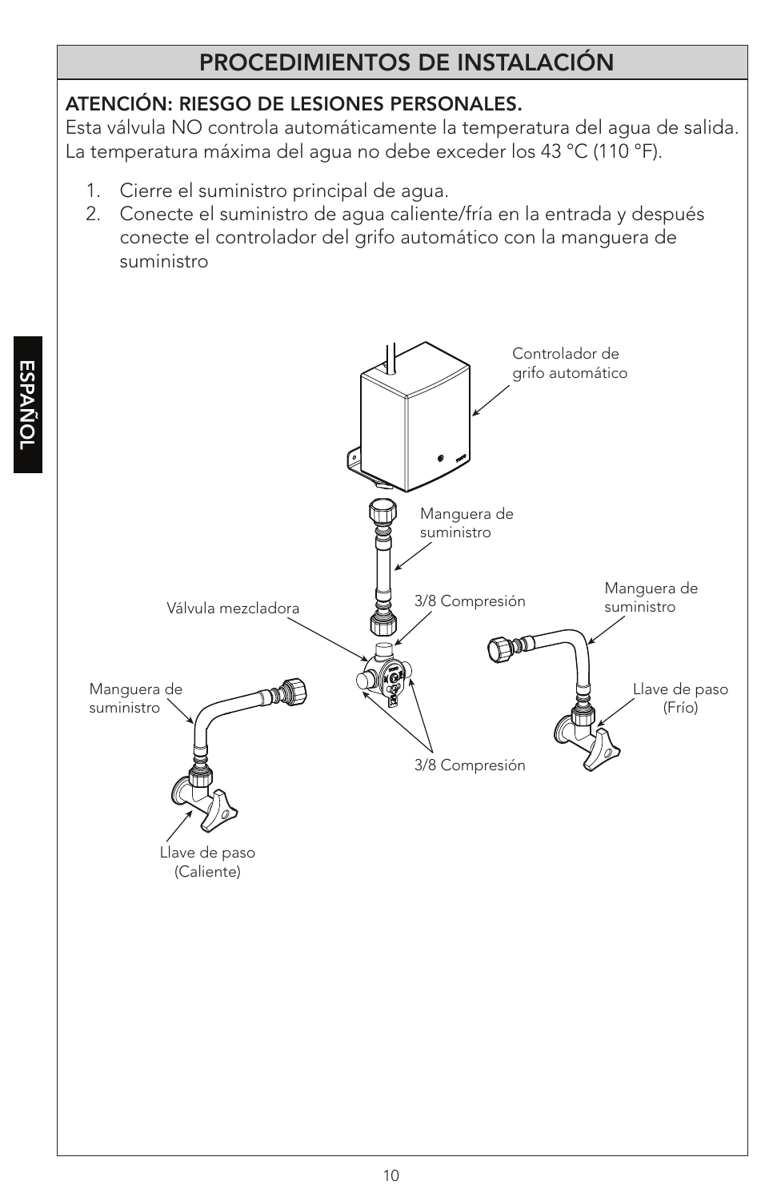## PROCEDIMIENTOS DE INSTALACIÓN

**ATENCIÓN: RIESGO DE LESIONES PERSONALES.**
Esta válvula NO controla automáticamente la temperatura del agua de salida. La temperatura máxima del agua no debe exceder los 43 °C (110 °F).

1. Cierre el suministro principal de agua.
2. Conecte el suministro de agua caliente/fría en la entrada y después conecte el controlador del grifo automático con la manguera de suministro

Controlador de grifo automático

Manguera de suministro

Válvula mezcladora

3/8 Compresión

Manguera de suministro

Manguera de suministro

Llave de paso (Frío)

3/8 Compresión

Llave de paso (Caliente)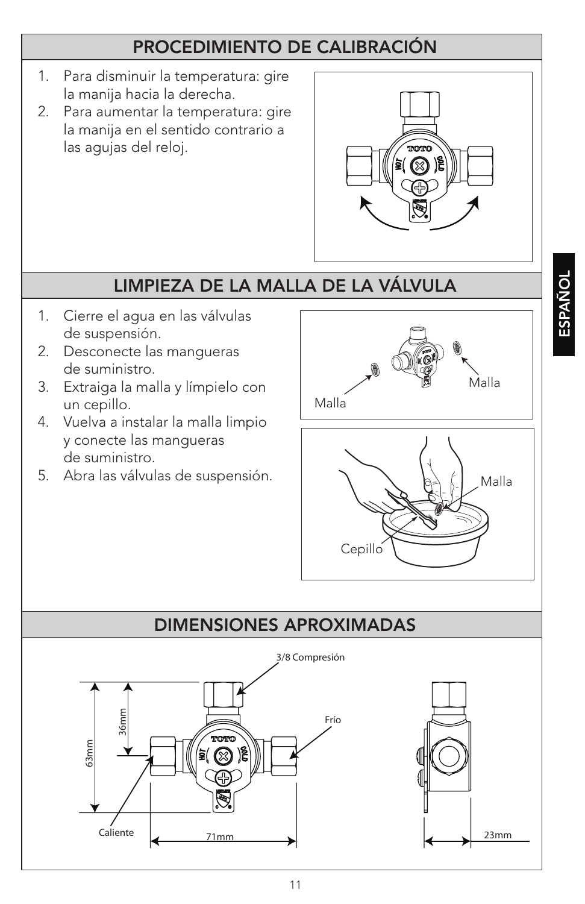## PROCEDIMIENTO DE CALIBRACIÓN

1. Para disminuir la temperatura: gire la manija hacia la derecha.
2. Para aumentar la temperatura: gire la manija en el sentido contrario a las agujas del reloj.

## LIMPIEZA DE LA MALLA DE LA VÁLVULA

1. Cierre el agua en las válvulas de suspensión.
2. Desconecte las mangueras de suministro.
3. Extraiga la malla y límpielo con un cepillo.
4. Vuelva a instalar la malla limpio y conecte las mangueras de suministro.
5. Abra las válvulas de suspensión.

Malla

Malla

Malla

Cepillo

## DIMENSIONES APROXIMADAS

3/8 Compresión

Frío

Caliente

63mm

36mm

71mm

23mm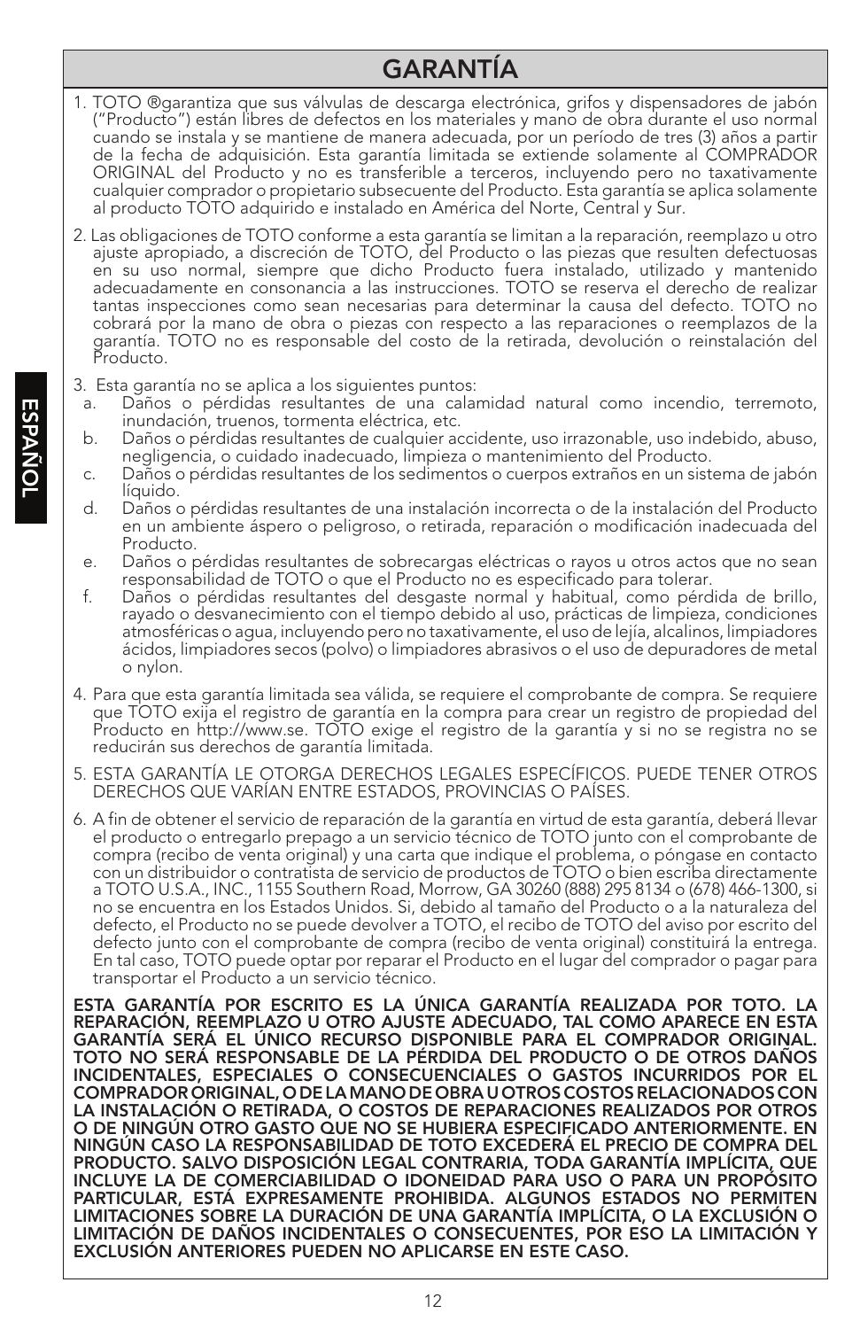# GARANTÍA

1. TOTO ®garantiza que sus válvulas de descarga electrónica, grifos y dispensadores de jabón ("Producto") están libres de defectos en los materiales y mano de obra durante el uso normal cuando se instala y se mantiene de manera adecuada, por un período de tres (3) años a partir de la fecha de adquisición. Esta garantía limitada se extiende solamente al COMPRADOR ORIGINAL del Producto y no es transferible a terceros, incluyendo pero no taxativamente cualquier comprador o propietario subsecuente del Producto. Esta garantía se aplica solamente al producto TOTO adquirido e instalado en América del Norte, Central y Sur.

2. Las obligaciones de TOTO conforme a esta garantía se limitan a la reparación, reemplazo u otro ajuste apropiado, a discreción de TOTO, del Producto o las piezas que resulten defectuosas en su uso normal, siempre que dicho Producto fuera instalado, utilizado y mantenido adecuadamente en consonancia a las instrucciones. TOTO se reserva el derecho de realizar tantas inspecciones como sean necesarias para determinar la causa del defecto. TOTO no cobrará por la mano de obra o piezas con respecto a las reparaciones o reemplazos de la garantía. TOTO no es responsable del costo de la retirada, devolución o reinstalación del Producto.

3. Esta garantía no se aplica a los siguientes puntos:
   a. Daños o pérdidas resultantes de una calamidad natural como incendio, terremoto, inundación, truenos, tormenta eléctrica, etc.
   b. Daños o pérdidas resultantes de cualquier accidente, uso irrazonable, uso indebido, abuso, negligencia, o cuidado inadecuado, limpieza o mantenimiento del Producto.
   c. Daños o pérdidas resultantes de los sedimentos o cuerpos extraños en un sistema de jabón líquido.
   d. Daños o pérdidas resultantes de una instalación incorrecta o de la instalación del Producto en un ambiente áspero o peligroso, o retirada, reparación o modificación inadecuada del Producto.
   e. Daños o pérdidas resultantes de sobrecargas eléctricas o rayos u otros actos que no sean responsabilidad de TOTO o que el Producto no es especificado para tolerar.
   f. Daños o pérdidas resultantes del desgaste normal y habitual, como pérdida de brillo, rayado o desvanecimiento con el tiempo debido al uso, prácticas de limpieza, condiciones atmosféricas o agua, incluyendo pero no taxativamente, el uso de lejía, alcalinos, limpiadores ácidos, limpiadores secos (polvo) o limpiadores abrasivos o el uso de depuradores de metal o nylon.

4. Para que esta garantía limitada sea válida, se requiere el comprobante de compra. Se requiere que TOTO exija el registro de garantía en la compra para crear un registro de propiedad del Producto en http://www.se. TOTO exige el registro de la garantía y si no se registra no se reducirán sus derechos de garantía limitada.

5. ESTA GARANTÍA LE OTORGA DERECHOS LEGALES ESPECÍFICOS. PUEDE TENER OTROS DERECHOS QUE VARÍAN ENTRE ESTADOS, PROVINCIAS O PAÍSES.

6. A fin de obtener el servicio de reparación de la garantía en virtud de esta garantía, deberá llevar el producto o entregarlo prepago a un servicio técnico de TOTO junto con el comprobante de compra (recibo de venta original) y una carta que indique el problema, o póngase en contacto con un distribuidor o contratista de servicio de productos de TOTO o bien escriba directamente a TOTO U.S.A., INC., 1155 Southern Road, Morrow, GA 30260 (888) 295 8134 o (678) 466-1300, si no se encuentra en los Estados Unidos. Si, debido al tamaño del Producto o a la naturaleza del defecto, el Producto no se puede devolver a TOTO, el recibo de TOTO del aviso por escrito del defecto junto con el comprobante de compra (recibo de venta original) constituirá la entrega. En tal caso, TOTO puede optar por reparar el Producto en el lugar del comprador o pagar para transportar el Producto a un servicio técnico.

**ESTA GARANTÍA POR ESCRITO ES LA ÚNICA GARANTÍA REALIZADA POR TOTO. LA REPARACIÓN, REEMPLAZO U OTRO AJUSTE ADECUADO, TAL COMO APARECE EN ESTA GARANTÍA SERÁ EL ÚNICO RECURSO DISPONIBLE PARA EL COMPRADOR ORIGINAL. TOTO NO SERÁ RESPONSABLE DE LA PÉRDIDA DEL PRODUCTO O DE OTROS DAÑOS INCIDENTALES, ESPECIALES O CONSECUENCIALES O GASTOS INCURRIDOS POR EL COMPRADOR ORIGINAL, O DE LA MANO DE OBRA U OTROS COSTOS RELACIONADOS CON LA INSTALACIÓN O RETIRADA, O COSTOS DE REPARACIONES REALIZADOS POR OTROS O DE NINGÚN OTRO GASTO QUE NO SE HUBIERA ESPECIFICADO ANTERIORMENTE. EN NINGÚN CASO LA RESPONSABILIDAD DE TOTO EXCEDERÁ EL PRECIO DE COMPRA DEL PRODUCTO. SALVO DISPOSICIÓN LEGAL CONTRARIA, TODA GARANTÍA IMPLÍCITA, QUE INCLUYE LA DE COMERCIABILIDAD O IDONEIDAD PARA USO O PARA UN PROPÓSITO PARTICULAR, ESTÁ EXPRESAMENTE PROHIBIDA. ALGUNOS ESTADOS NO PERMITEN LIMITACIONES SOBRE LA DURACIÓN DE UNA GARANTÍA IMPLÍCITA, O LA EXCLUSIÓN O LIMITACIÓN DE DAÑOS INCIDENTALES O CONSECUENTES, POR ESO LA LIMITACIÓN Y EXCLUSIÓN ANTERIORES PUEDEN NO APLICARSE EN ESTE CASO.**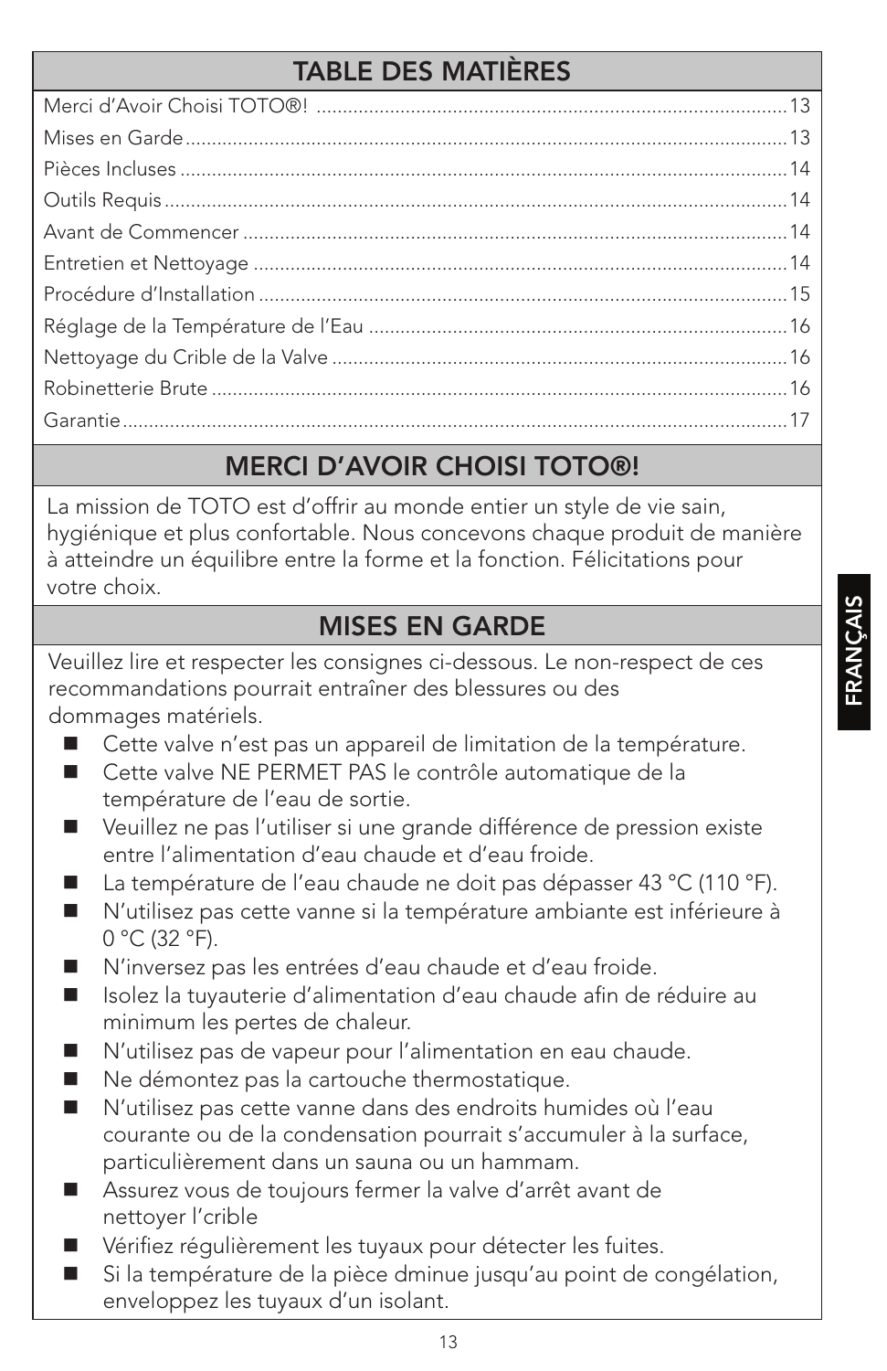## TABLE DES MATIÈRES

| | |
|---|---|
| Merci d'Avoir Choisi TOTO®! | 13 |
| Mises en Garde | 13 |
| Pièces Incluses | 14 |
| Outils Requis | 14 |
| Avant de Commencer | 14 |
| Entretien et Nettoyage | 14 |
| Procédure d'Installation | 15 |
| Réglage de la Température de l'Eau | 16 |
| Nettoyage du Crible de la Valve | 16 |
| Robinetterie Brute | 16 |
| Garantie | 17 |

## MERCI D'AVOIR CHOISI TOTO®!

La mission de TOTO est d'offrir au monde entier un style de vie sain, hygiénique et plus confortable. Nous concevons chaque produit de manière à atteindre un équilibre entre la forme et la fonction. Félicitations pour votre choix.

## MISES EN GARDE

Veuillez lire et respecter les consignes ci-dessous. Le non-respect de ces recommandations pourrait entraîner des blessures ou des dommages matériels.

- Cette valve n'est pas un appareil de limitation de la température.
- Cette valve NE PERMET PAS le contrôle automatique de la température de l'eau de sortie.
- Veuillez ne pas l'utiliser si une grande différence de pression existe entre l'alimentation d'eau chaude et d'eau froide.
- La température de l'eau chaude ne doit pas dépasser 43 °C (110 °F).
- N'utilisez pas cette vanne si la température ambiante est inférieure à 0 °C (32 °F).
- N'inversez pas les entrées d'eau chaude et d'eau froide.
- Isolez la tuyauterie d'alimentation d'eau chaude afin de réduire au minimum les pertes de chaleur.
- N'utilisez pas de vapeur pour l'alimentation en eau chaude.
- Ne démontez pas la cartouche thermostatique.
- N'utilisez pas cette vanne dans des endroits humides où l'eau courante ou de la condensation pourrait s'accumuler à la surface, particulièrement dans un sauna ou un hammam.
- Assurez vous de toujours fermer la valve d'arrêt avant de nettoyer l'crible
- Vérifiez régulièrement les tuyaux pour détecter les fuites.
- Si la température de la pièce dminue jusqu'au point de congélation, enveloppez les tuyaux d'un isolant.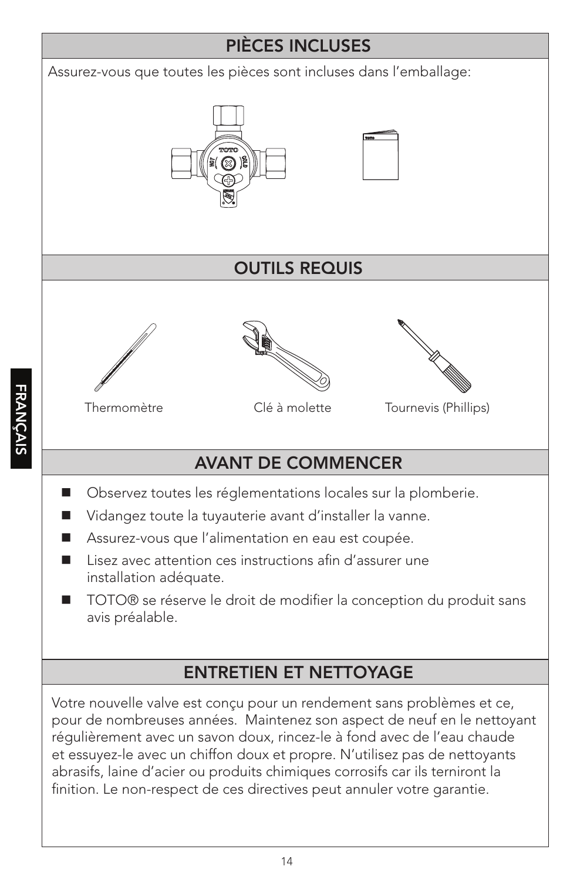## PIÈCES INCLUSES

Assurez-vous que toutes les pièces sont incluses dans l'emballage:

## OUTILS REQUIS

Thermomètre

Clé à molette

Tournevis (Phillips)

## AVANT DE COMMENCER

- Observez toutes les réglementations locales sur la plomberie.
- Vidangez toute la tuyauterie avant d'installer la vanne.
- Assurez-vous que l'alimentation en eau est coupée.
- Lisez avec attention ces instructions afin d'assurer une installation adéquate.
- TOTO® se réserve le droit de modifier la conception du produit sans avis préalable.

## ENTRETIEN ET NETTOYAGE

Votre nouvelle valve est conçu pour un rendement sans problèmes et ce, pour de nombreuses années. Maintenez son aspect de neuf en le nettoyant régulièrement avec un savon doux, rincez-le à fond avec de l'eau chaude et essuyez-le avec un chiffon doux et propre. N'utilisez pas de nettoyants abrasifs, laine d'acier ou produits chimiques corrosifs car ils terniront la finition. Le non-respect de ces directives peut annuler votre garantie.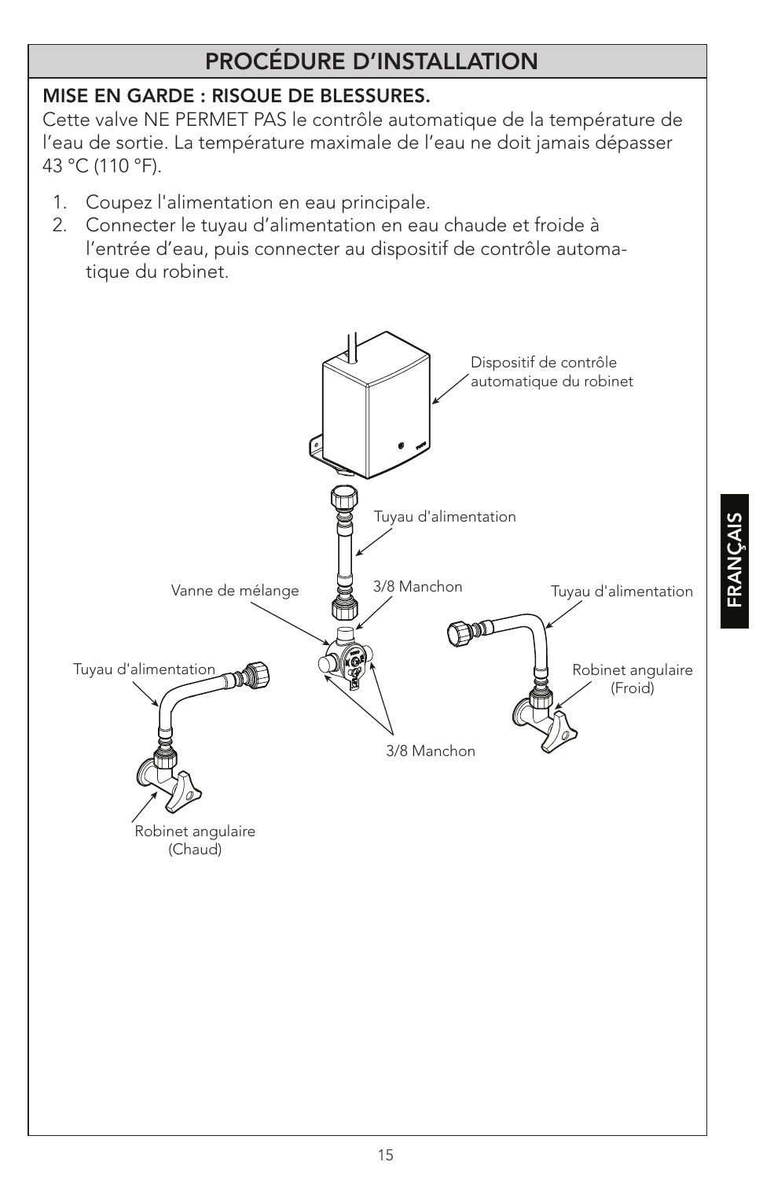# PROCÉDURE D'INSTALLATION

**MISE EN GARDE : RISQUE DE BLESSURES.**
Cette valve NE PERMET PAS le contrôle automatique de la température de l'eau de sortie. La température maximale de l'eau ne doit jamais dépasser 43 °C (110 °F).

1. Coupez l'alimentation en eau principale.
2. Connecter le tuyau d'alimentation en eau chaude et froide à l'entrée d'eau, puis connecter au dispositif de contrôle automatique du robinet.

Dispositif de contrôle automatique du robinet

Tuyau d'alimentation

Vanne de mélange

3/8 Manchon

Tuyau d'alimentation

Tuyau d'alimentation

Robinet angulaire (Froid)

3/8 Manchon

Robinet angulaire (Chaud)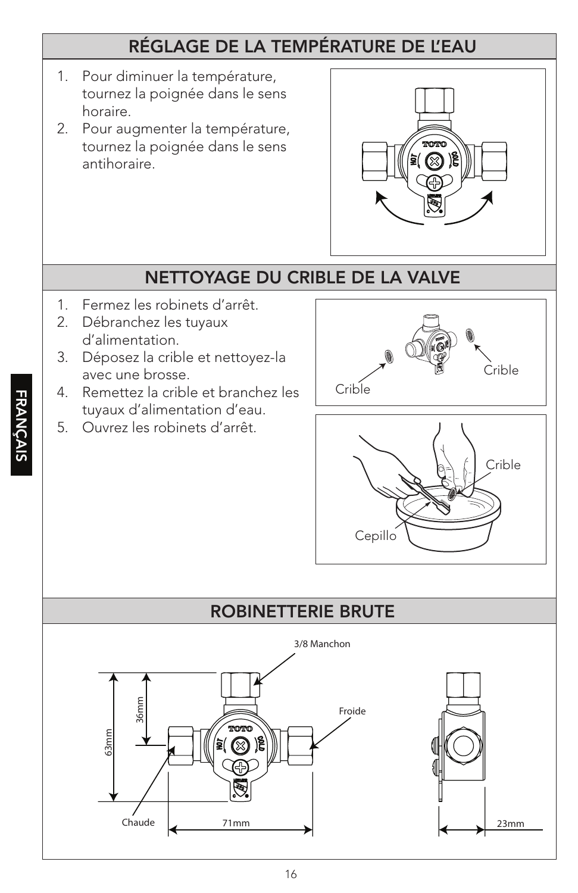## RÉGLAGE DE LA TEMPÉRATURE DE L'EAU

1. Pour diminuer la température, tournez la poignée dans le sens horaire.
2. Pour augmenter la température, tournez la poignée dans le sens antihoraire.

## NETTOYAGE DU CRIBLE DE LA VALVE

1. Fermez les robinets d'arrêt.
2. Débranchez les tuyaux d'alimentation.
3. Déposez la crible et nettoyez-la avec une brosse.
4. Remettez la crible et branchez les tuyaux d'alimentation d'eau.
5. Ouvrez les robinets d'arrêt.

Crible

Crible

Crible

Cepillo

## ROBINETTERIE BRUTE

3/8 Manchon

Froide

Chaude

36mm

63mm

71mm

23mm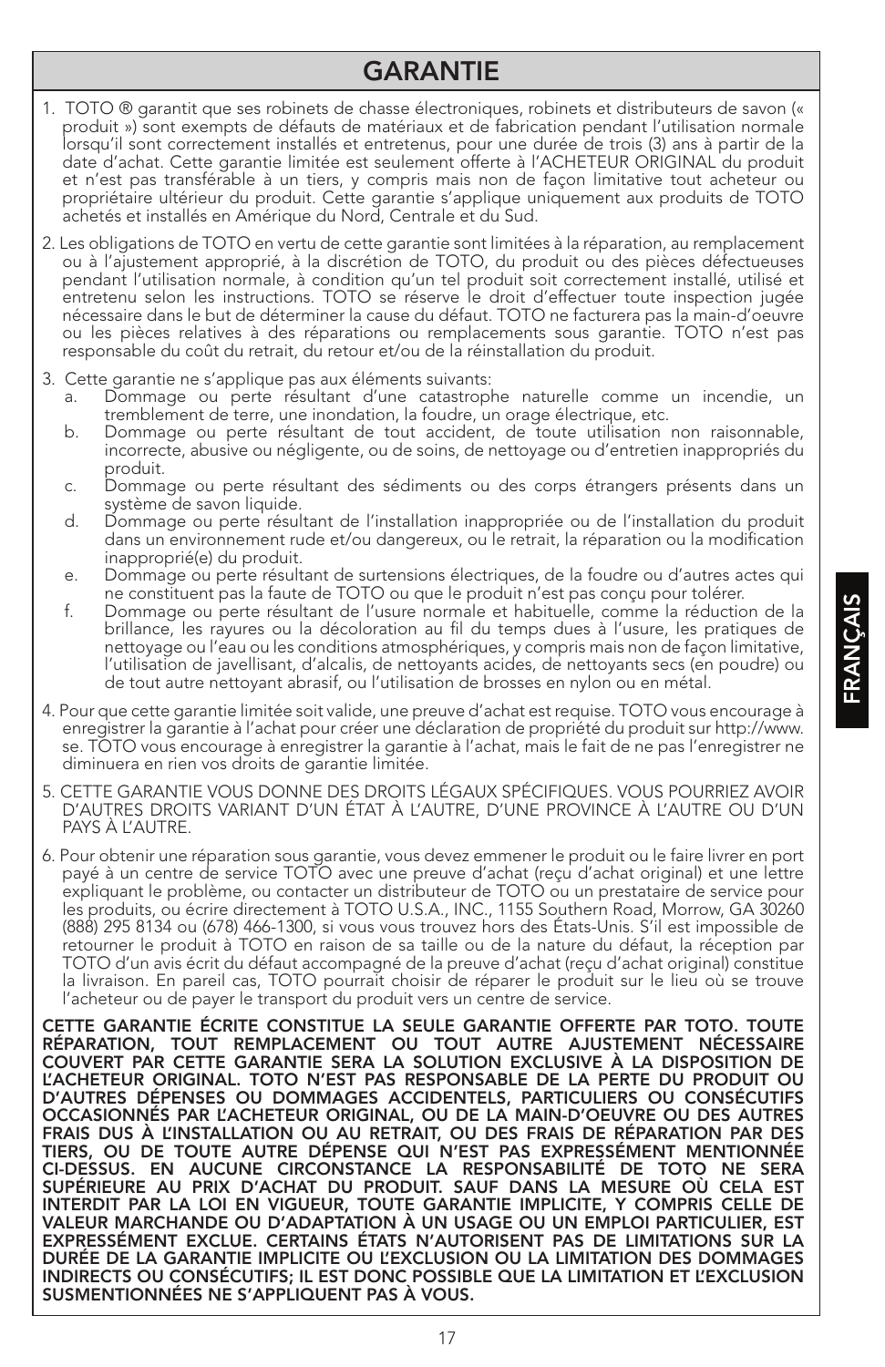# GARANTIE

1. TOTO ® garantit que ses robinets de chasse électroniques, robinets et distributeurs de savon (« produit ») sont exempts de défauts de matériaux et de fabrication pendant l'utilisation normale lorsqu'il sont correctement installés et entretenus, pour une durée de trois (3) ans à partir de la date d'achat. Cette garantie limitée est seulement offerte à l'ACHETEUR ORIGINAL du produit et n'est pas transférable à un tiers, y compris mais non de façon limitative tout acheteur ou propriétaire ultérieur du produit. Cette garantie s'applique uniquement aux produits de TOTO achetés et installés en Amérique du Nord, Centrale et du Sud.

2. Les obligations de TOTO en vertu de cette garantie sont limitées à la réparation, au remplacement ou à l'ajustement approprié, à la discrétion de TOTO, du produit ou des pièces défectueuses pendant l'utilisation normale, à condition qu'un tel produit soit correctement installé, utilisé et entretenu selon les instructions. TOTO se réserve le droit d'effectuer toute inspection jugée nécessaire dans le but de déterminer la cause du défaut. TOTO ne facturera pas la main-d'oeuvre ou les pièces relatives à des réparations ou remplacements sous garantie. TOTO n'est pas responsable du coût du retrait, du retour et/ou de la réinstallation du produit.

3. Cette garantie ne s'applique pas aux éléments suivants:
   a. Dommage ou perte résultant d'une catastrophe naturelle comme un incendie, un tremblement de terre, une inondation, la foudre, un orage électrique, etc.
   b. Dommage ou perte résultant de tout accident, de toute utilisation non raisonnable, incorrecte, abusive ou négligente, ou de soins, de nettoyage ou d'entretien inappropriés du produit.
   c. Dommage ou perte résultant des sédiments ou des corps étrangers présents dans un système de savon liquide.
   d. Dommage ou perte résultant de l'installation inappropriée ou de l'installation du produit dans un environnement rude et/ou dangereux, ou le retrait, la réparation ou la modification inapproprié(e) du produit.
   e. Dommage ou perte résultant de surtensions électriques, de la foudre ou d'autres actes qui ne constituent pas la faute de TOTO ou que le produit n'est pas conçu pour tolérer.
   f. Dommage ou perte résultant de l'usure normale et habituelle, comme la réduction de la brillance, les rayures ou la décoloration au fil du temps dues à l'usure, les pratiques de nettoyage ou l'eau ou les conditions atmosphériques, y compris mais non de façon limitative, l'utilisation de javellisant, d'alcalis, de nettoyants acides, de nettoyants secs (en poudre) ou de tout autre nettoyant abrasif, ou l'utilisation de brosses en nylon ou en métal.

4. Pour que cette garantie limitée soit valide, une preuve d'achat est requise. TOTO vous encourage à enregistrer la garantie à l'achat pour créer une déclaration de propriété du produit sur http://www.se. TOTO vous encourage à enregistrer la garantie à l'achat, mais le fait de ne pas l'enregistrer ne diminuera en rien vos droits de garantie limitée.

5. CETTE GARANTIE VOUS DONNE DES DROITS LÉGAUX SPÉCIFIQUES. VOUS POURRIEZ AVOIR D'AUTRES DROITS VARIANT D'UN ÉTAT À L'AUTRE, D'UNE PROVINCE À L'AUTRE OU D'UN PAYS À L'AUTRE.

6. Pour obtenir une réparation sous garantie, vous devez emmener le produit ou le faire livrer en port payé à un centre de service TOTO avec une preuve d'achat (reçu d'achat original) et une lettre expliquant le problème, ou contacter un distributeur de TOTO ou un prestataire de service pour les produits, ou écrire directement à TOTO U.S.A., INC., 1155 Southern Road, Morrow, GA 30260 (888) 295 8134 ou (678) 466-1300, si vous vous trouvez hors des États-Unis. S'il est impossible de retourner le produit à TOTO en raison de sa taille ou de la nature du défaut, la réception par TOTO d'un avis écrit du défaut accompagné de la preuve d'achat (reçu d'achat original) constitue la livraison. En pareil cas, TOTO pourrait choisir de réparer le produit sur le lieu où se trouve l'acheteur ou de payer le transport du produit vers un centre de service.

**CETTE GARANTIE ÉCRITE CONSTITUE LA SEULE GARANTIE OFFERTE PAR TOTO. TOUTE RÉPARATION, TOUT REMPLACEMENT OU TOUT AUTRE AJUSTEMENT NÉCESSAIRE COUVERT PAR CETTE GARANTIE SERA LA SOLUTION EXCLUSIVE À LA DISPOSITION DE L'ACHETEUR ORIGINAL. TOTO N'EST PAS RESPONSABLE DE LA PERTE DU PRODUIT OU D'AUTRES DÉPENSES OU DOMMAGES ACCIDENTELS, PARTICULIERS OU CONSÉCUTIFS OCCASIONNÉS PAR L'ACHETEUR ORIGINAL, OU DE LA MAIN-D'OEUVRE OU DES AUTRES FRAIS DUS À L'INSTALLATION OU AU RETRAIT, OU DES FRAIS DE RÉPARATION PAR DES TIERS, OU DE TOUTE AUTRE DÉPENSE QUI N'EST PAS EXPRESSÉMENT MENTIONNÉE CI-DESSUS. EN AUCUNE CIRCONSTANCE LA RESPONSABILITÉ DE TOTO NE SERA SUPÉRIEURE AU PRIX D'ACHAT DU PRODUIT. SAUF DANS LA MESURE OÙ CELA EST INTERDIT PAR LA LOI EN VIGUEUR, TOUTE GARANTIE IMPLICITE, Y COMPRIS CELLE DE VALEUR MARCHANDE OU D'ADAPTATION À UN USAGE OU UN EMPLOI PARTICULIER, EST EXPRESSÉMENT EXCLUE. CERTAINS ÉTATS N'AUTORISENT PAS DE LIMITATIONS SUR LA DURÉE DE LA GARANTIE IMPLICITE OU L'EXCLUSION OU LA LIMITATION DES DOMMAGES INDIRECTS OU CONSÉCUTIFS; IL EST DONC POSSIBLE QUE LA LIMITATION ET L'EXCLUSION SUSMENTIONNÉES NE S'APPLIQUENT PAS À VOUS.**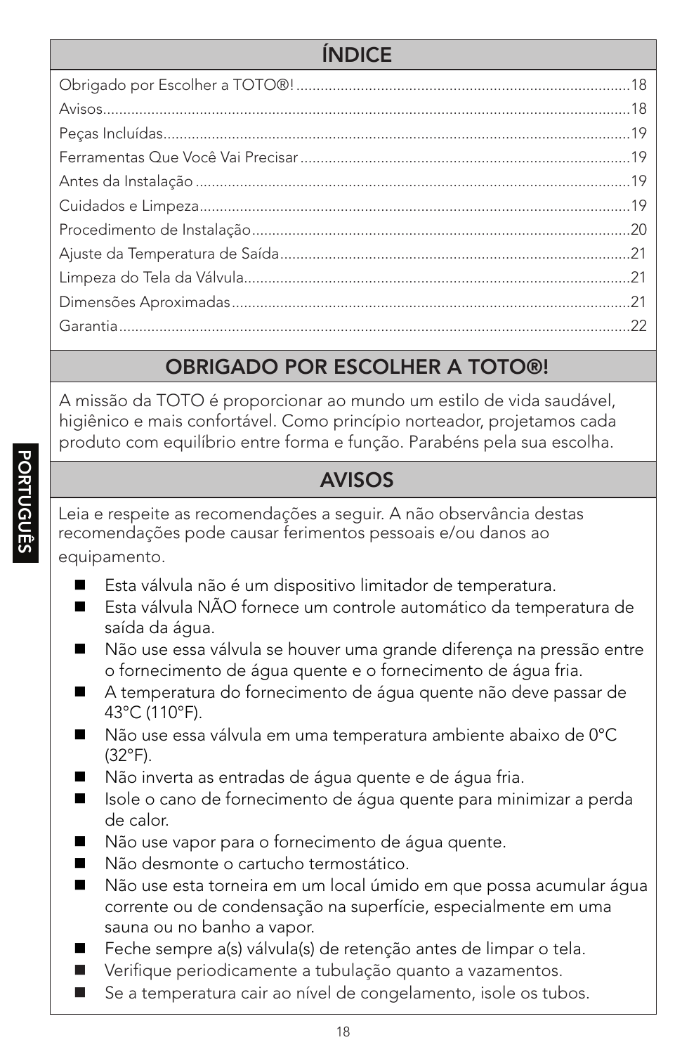## ÍNDICE

Obrigado por Escolher a TOTO®!....................18
Avisos....................18
Peças Incluídas....................19
Ferramentas Que Você Vai Precisar....................19
Antes da Instalação....................19
Cuidados e Limpeza....................19
Procedimento de Instalação....................20
Ajuste da Temperatura de Saída....................21
Limpeza do Tela da Válvula....................21
Dimensões Aproximadas....................21
Garantia....................22

## OBRIGADO POR ESCOLHER A TOTO®!

A missão da TOTO é proporcionar ao mundo um estilo de vida saudável, higiênico e mais confortável. Como princípio norteador, projetamos cada produto com equilíbrio entre forma e função. Parabéns pela sua escolha.

## AVISOS

Leia e respeite as recomendações a seguir. A não observância destas recomendações pode causar ferimentos pessoais e/ou danos ao equipamento.

- Esta válvula não é um dispositivo limitador de temperatura.
- Esta válvula NÃO fornece um controle automático da temperatura de saída da água.
- Não use essa válvula se houver uma grande diferença na pressão entre o fornecimento de água quente e o fornecimento de água fria.
- A temperatura do fornecimento de água quente não deve passar de 43°C (110°F).
- Não use essa válvula em uma temperatura ambiente abaixo de 0°C (32°F).
- Não inverta as entradas de água quente e de água fria.
- Isole o cano de fornecimento de água quente para minimizar a perda de calor.
- Não use vapor para o fornecimento de água quente.
- Não desmonte o cartucho termostático.
- Não use esta torneira em um local úmido em que possa acumular água corrente ou de condensação na superfície, especialmente em uma sauna ou no banho a vapor.
- Feche sempre a(s) válvula(s) de retenção antes de limpar o tela.
- Verifique periodicamente a tubulação quanto a vazamentos.
- Se a temperatura cair ao nível de congelamento, isole os tubos.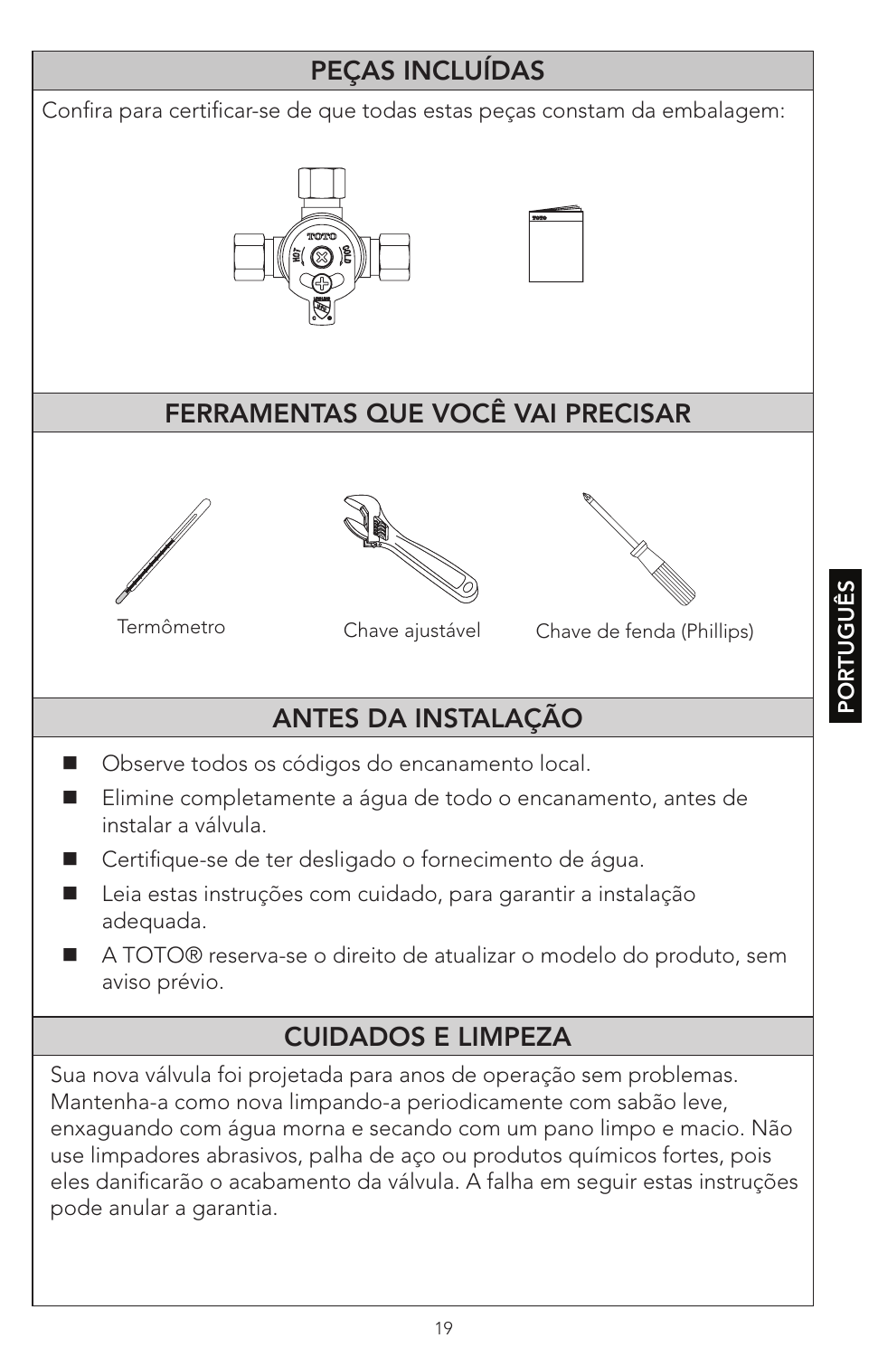## PEÇAS INCLUÍDAS

Confira para certificar-se de que todas estas peças constam da embalagem:

## FERRAMENTAS QUE VOCÊ VAI PRECISAR

Termômetro

Chave ajustável

Chave de fenda (Phillips)

## ANTES DA INSTALAÇÃO

- Observe todos os códigos do encanamento local.
- Elimine completamente a água de todo o encanamento, antes de instalar a válvula.
- Certifique-se de ter desligado o fornecimento de água.
- Leia estas instruções com cuidado, para garantir a instalação adequada.
- A TOTO® reserva-se o direito de atualizar o modelo do produto, sem aviso prévio.

## CUIDADOS E LIMPEZA

Sua nova válvula foi projetada para anos de operação sem problemas. Mantenha-a como nova limpando-a periodicamente com sabão leve, enxaguando com água morna e secando com um pano limpo e macio. Não use limpadores abrasivos, palha de aço ou produtos químicos fortes, pois eles danificarão o acabamento da válvula. A falha em seguir estas instruções pode anular a garantia.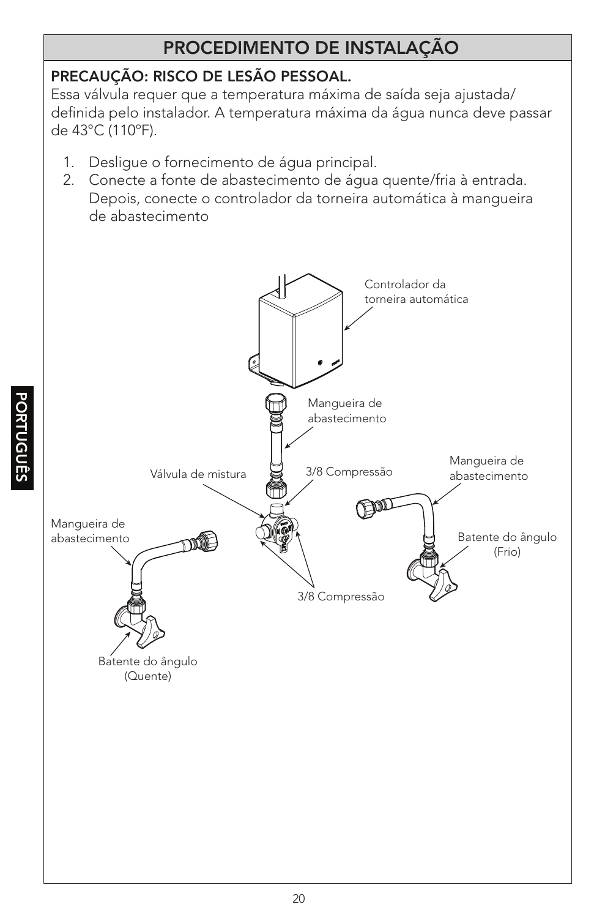# PROCEDIMENTO DE INSTALAÇÃO

**PRECAUÇÃO: RISCO DE LESÃO PESSOAL.**
Essa válvula requer que a temperatura máxima de saída seja ajustada/definida pelo instalador. A temperatura máxima da água nunca deve passar de 43°C (110°F).

1. Desligue o fornecimento de água principal.
2. Conecte a fonte de abastecimento de água quente/fria à entrada. Depois, conecte o controlador da torneira automática à mangueira de abastecimento

Controlador da torneira automática

Mangueira de abastecimento

Válvula de mistura

3/8 Compressão

Mangueira de abastecimento

Mangueira de abastecimento

Batente do ângulo (Frio)

3/8 Compressão

Batente do ângulo (Quente)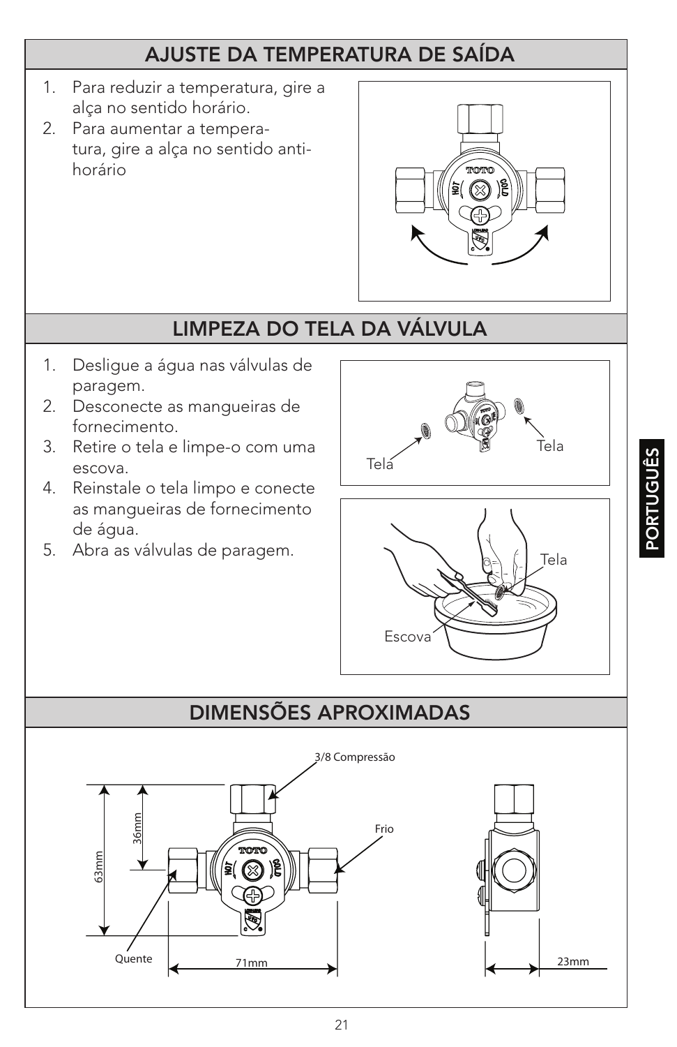## AJUSTE DA TEMPERATURA DE SAÍDA

1. Para reduzir a temperatura, gire a alça no sentido horário.
2. Para aumentar a temperatura, gire a alça no sentido anti-horário

## LIMPEZA DO TELA DA VÁLVULA

1. Desligue a água nas válvulas de paragem.
2. Desconecte as mangueiras de fornecimento.
3. Retire o tela e limpe-o com uma escova.
4. Reinstale o tela limpo e conecte as mangueiras de fornecimento de água.
5. Abra as válvulas de paragem.

Tela

Tela

Tela

Escova

## DIMENSÕES APROXIMADAS

3/8 Compressão

Frio

Quente

36mm

63mm

71mm

23mm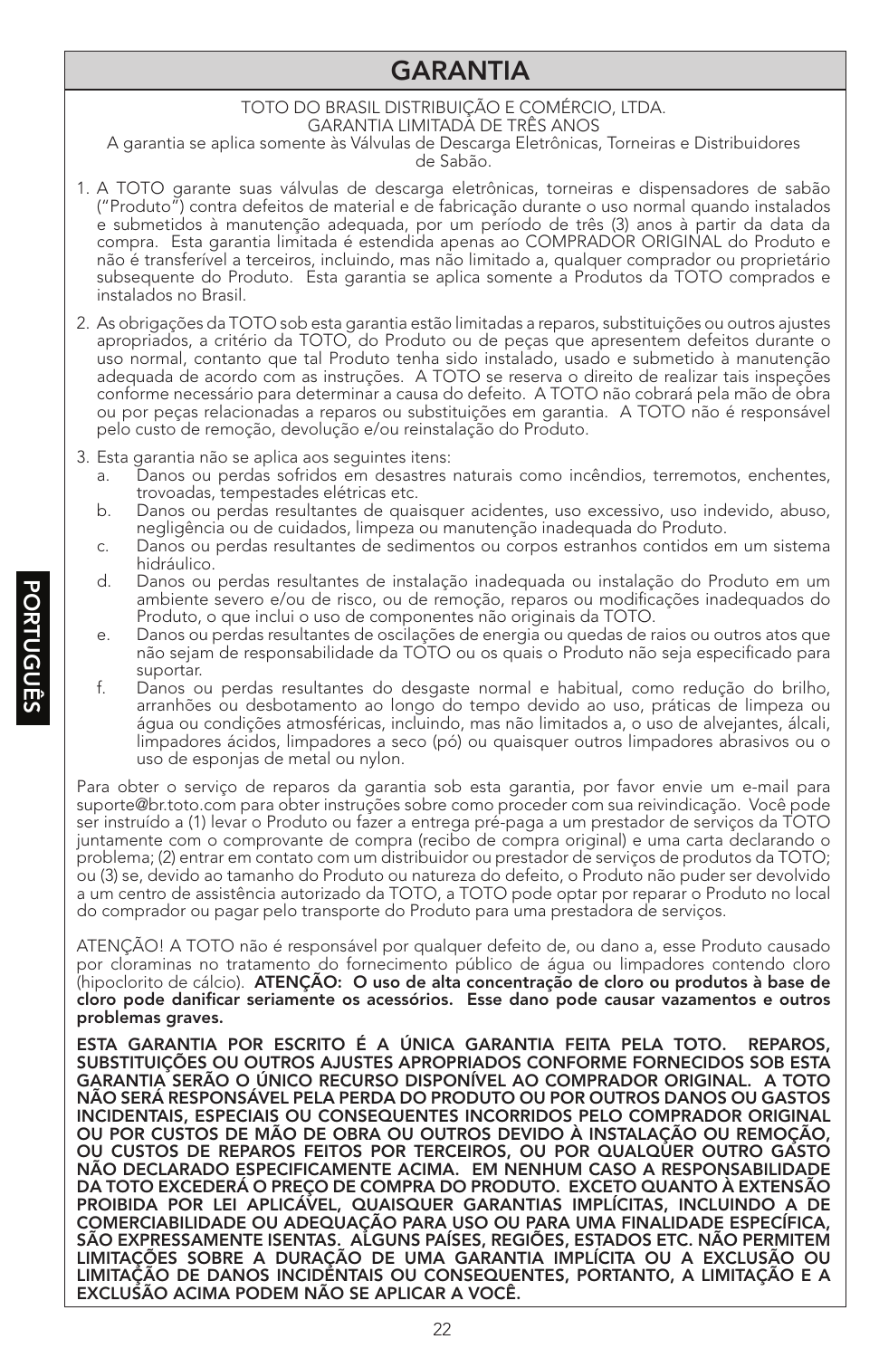# GARANTIA

TOTO DO BRASIL DISTRIBUIÇÃO E COMÉRCIO, LTDA.
GARANTIA LIMITADA DE TRÊS ANOS
A garantia se aplica somente às Válvulas de Descarga Eletrônicas, Torneiras e Distribuidores de Sabão.

1. A TOTO garante suas válvulas de descarga eletrônicas, torneiras e dispensadores de sabão ("Produto") contra defeitos de material e de fabricação durante o uso normal quando instalados e submetidos à manutenção adequada, por um período de três (3) anos à partir da data da compra. Esta garantia limitada é estendida apenas ao COMPRADOR ORIGINAL do Produto e não é transferível a terceiros, incluindo, mas não limitado a, qualquer comprador ou proprietário subsequente do Produto. Esta garantia se aplica somente a Produtos da TOTO comprados e instalados no Brasil.

2. As obrigações da TOTO sob esta garantia estão limitadas a reparos, substituições ou outros ajustes apropriados, a critério da TOTO, do Produto ou de peças que apresentem defeitos durante o uso normal, contanto que tal Produto tenha sido instalado, usado e submetido à manutenção adequada de acordo com as instruções. A TOTO se reserva o direito de realizar tais inspeções conforme necessário para determinar a causa do defeito. A TOTO não cobrará pela mão de obra ou por peças relacionadas a reparos ou substituições em garantia. A TOTO não é responsável pelo custo de remoção, devolução e/ou reinstalação do Produto.

3. Esta garantia não se aplica aos seguintes itens:
   a. Danos ou perdas sofridos em desastres naturais como incêndios, terremotos, enchentes, trovoadas, tempestades elétricas etc.
   b. Danos ou perdas resultantes de quaisquer acidentes, uso excessivo, uso indevido, abuso, negligência ou de cuidados, limpeza ou manutenção inadequada do Produto.
   c. Danos ou perdas resultantes de sedimentos ou corpos estranhos contidos em um sistema hidráulico.
   d. Danos ou perdas resultantes de instalação inadequada ou instalação do Produto em um ambiente severo e/ou de risco, ou de remoção, reparos ou modificações inadequados do Produto, o que inclui o uso de componentes não originais da TOTO.
   e. Danos ou perdas resultantes de oscilações de energia ou quedas de raios ou outros atos que não sejam de responsabilidade da TOTO ou os quais o Produto não seja especificado para suportar.
   f. Danos ou perdas resultantes do desgaste normal e habitual, como redução do brilho, arranhões ou desbotamento ao longo do tempo devido ao uso, práticas de limpeza ou água ou condições atmosféricas, incluindo, mas não limitados a, o uso de alvejantes, álcali, limpadores ácidos, limpadores a seco (pó) ou quaisquer outros limpadores abrasivos ou o uso de esponjas de metal ou nylon.

Para obter o serviço de reparos da garantia sob esta garantia, por favor envie um e-mail para suporte@br.toto.com para obter instruções sobre como proceder com sua reivindicação. Você pode ser instruído a (1) levar o Produto ou fazer a entrega pré-paga a um prestador de serviços da TOTO juntamente com o comprovante de compra (recibo de compra original) e uma carta declarando o problema; (2) entrar em contato com um distribuidor ou prestador de serviços de produtos da TOTO; ou (3) se, devido ao tamanho do Produto ou natureza do defeito, o Produto não puder ser devolvido a um centro de assistência autorizado da TOTO, a TOTO pode optar por reparar o Produto no local do comprador ou pagar pelo transporte do Produto para uma prestadora de serviços.

ATENÇÃO! A TOTO não é responsável por qualquer defeito de, ou dano a, esse Produto causado por cloraminas no tratamento do fornecimento público de água ou limpadores contendo cloro (hipoclorito de cálcio). **ATENÇÃO: O uso de alta concentração de cloro ou produtos à base de cloro pode danificar seriamente os acessórios. Esse dano pode causar vazamentos e outros problemas graves.**

**ESTA GARANTIA POR ESCRITO É A ÚNICA GARANTIA FEITA PELA TOTO. REPAROS, SUBSTITUIÇÕES OU OUTROS AJUSTES APROPRIADOS CONFORME FORNECIDOS SOB ESTA GARANTIA SERÃO O ÚNICO RECURSO DISPONÍVEL AO COMPRADOR ORIGINAL. A TOTO NÃO SERÁ RESPONSÁVEL PELA PERDA DO PRODUTO OU POR OUTROS DANOS OU GASTOS INCIDENTAIS, ESPECIAIS OU CONSEQUENTES INCORRIDOS PELO COMPRADOR ORIGINAL OU POR CUSTOS DE MÃO DE OBRA OU OUTROS DEVIDO À INSTALAÇÃO OU REMOÇÃO, OU CUSTOS DE REPAROS FEITOS POR TERCEIROS, OU POR QUALQUER OUTRO GASTO NÃO DECLARADO ESPECIFICAMENTE ACIMA. EM NENHUM CASO A RESPONSABILIDADE DA TOTO EXCEDERÁ O PREÇO DE COMPRA DO PRODUTO. EXCETO QUANTO À EXTENSÃO PROIBIDA POR LEI APLICÁVEL, QUAISQUER GARANTIAS IMPLÍCITAS, INCLUINDO A DE COMERCIABILIDADE OU ADEQUAÇÃO PARA USO OU PARA UMA FINALIDADE ESPECÍFICA, SÃO EXPRESSAMENTE ISENTAS. ALGUNS PAÍSES, REGIÕES, ESTADOS ETC. NÃO PERMITEM LIMITAÇÕES SOBRE A DURAÇÃO DE UMA GARANTIA IMPLÍCITA OU A EXCLUSÃO OU LIMITAÇÃO DE DANOS INCIDENTAIS OU CONSEQUENTES, PORTANTO, A LIMITAÇÃO E A EXCLUSÃO ACIMA PODEM NÃO SE APLICAR A VOCÊ.**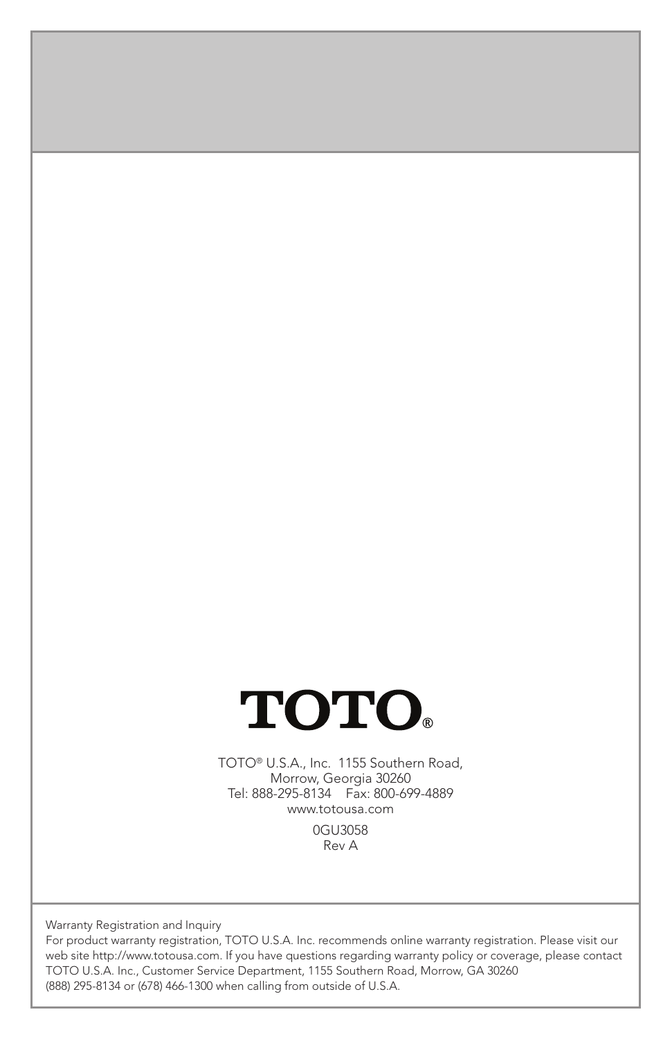TOTO®

TOTO® U.S.A., Inc. 1155 Southern Road,
Morrow, Georgia 30260
Tel: 888-295-8134 Fax: 800-699-4889
www.totousa.com

0GU3058
Rev A

Warranty Registration and Inquiry

For product warranty registration, TOTO U.S.A. Inc. recommends online warranty registration. Please visit our web site http://www.totousa.com. If you have questions regarding warranty policy or coverage, please contact TOTO U.S.A. Inc., Customer Service Department, 1155 Southern Road, Morrow, GA 30260
(888) 295-8134 or (678) 466-1300 when calling from outside of U.S.A.